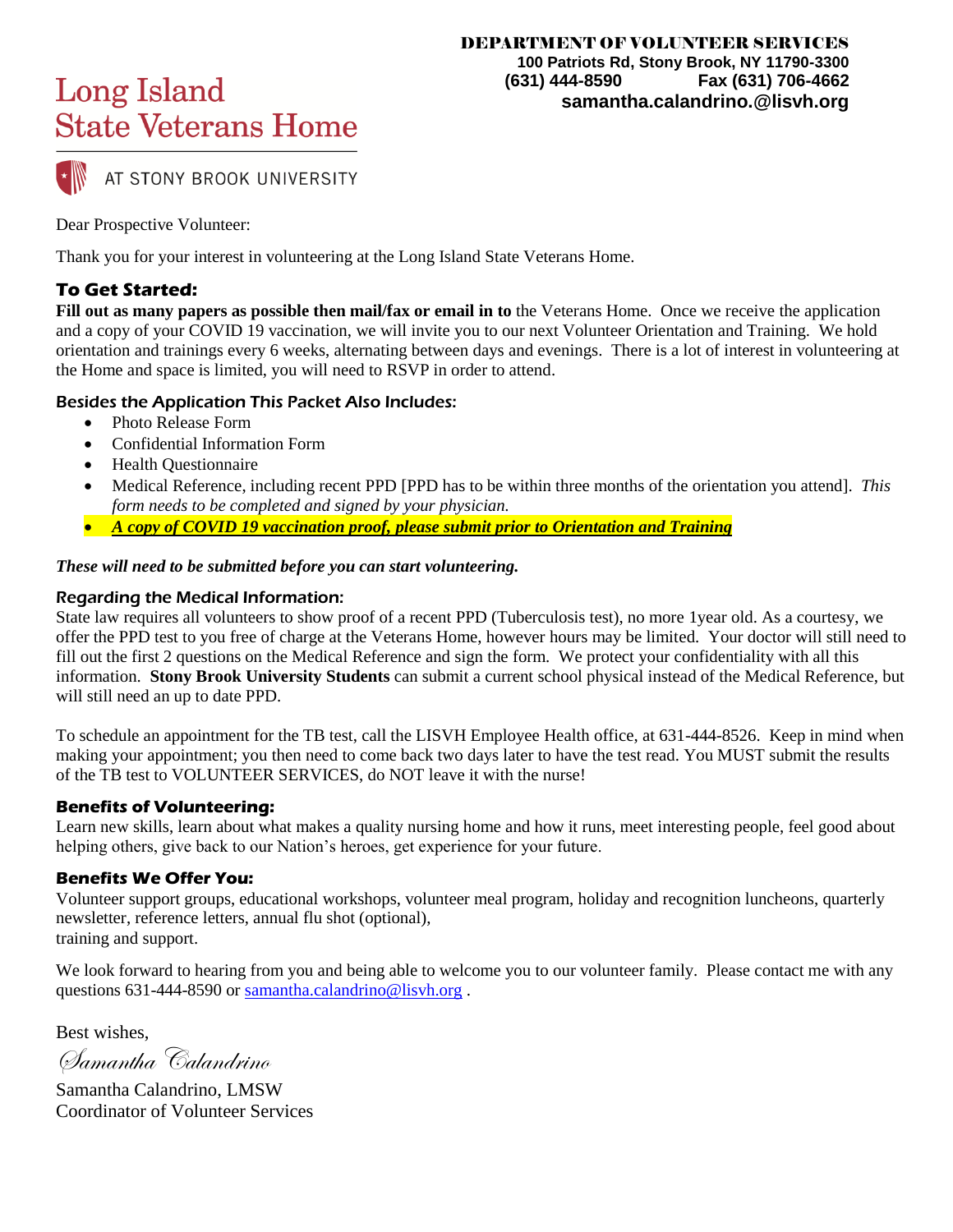**DEPARTMENT OF VOLUNTEER SERVICES**
**100 Patriots Rd, Stony Brook, NY 11790-3300**
**(631) 444-8590 Fax (631) 706-4662**
**samantha.calandrino.@lisvh.org**

# Long Island State Veterans Home

AT STONY BROOK UNIVERSITY

Dear Prospective Volunteer:

Thank you for your interest in volunteering at the Long Island State Veterans Home.

## To Get Started:

**Fill out as many papers as possible then mail/fax or email in to** the Veterans Home. Once we receive the application and a copy of your COVID 19 vaccination, we will invite you to our next Volunteer Orientation and Training. We hold orientation and trainings every 6 weeks, alternating between days and evenings. There is a lot of interest in volunteering at the Home and space is limited, you will need to RSVP in order to attend.

### Besides the Application This Packet Also Includes:

- Photo Release Form
- Confidential Information Form
- Health Questionnaire
- Medical Reference, including recent PPD [PPD has to be within three months of the orientation you attend]. *This form needs to be completed and signed by your physician.*
- ***A copy of COVID 19 vaccination proof, please submit prior to Orientation and Training***

***These will need to be submitted before you can start volunteering.***

### Regarding the Medical Information:

State law requires all volunteers to show proof of a recent PPD (Tuberculosis test), no more 1year old. As a courtesy, we offer the PPD test to you free of charge at the Veterans Home, however hours may be limited. Your doctor will still need to fill out the first 2 questions on the Medical Reference and sign the form. We protect your confidentiality with all this information. **Stony Brook University Students** can submit a current school physical instead of the Medical Reference, but will still need an up to date PPD.

To schedule an appointment for the TB test, call the LISVH Employee Health office, at 631-444-8526. Keep in mind when making your appointment; you then need to come back two days later to have the test read. You MUST submit the results of the TB test to VOLUNTEER SERVICES, do NOT leave it with the nurse!

### Benefits of Volunteering:

Learn new skills, learn about what makes a quality nursing home and how it runs, meet interesting people, feel good about helping others, give back to our Nation's heroes, get experience for your future.

### Benefits We Offer You:

Volunteer support groups, educational workshops, volunteer meal program, holiday and recognition luncheons, quarterly newsletter, reference letters, annual flu shot (optional),
training and support.

We look forward to hearing from you and being able to welcome you to our volunteer family. Please contact me with any questions 631-444-8590 or samantha.calandrino@lisvh.org .

Best wishes,

*Samantha Calandrino*

Samantha Calandrino, LMSW
Coordinator of Volunteer Services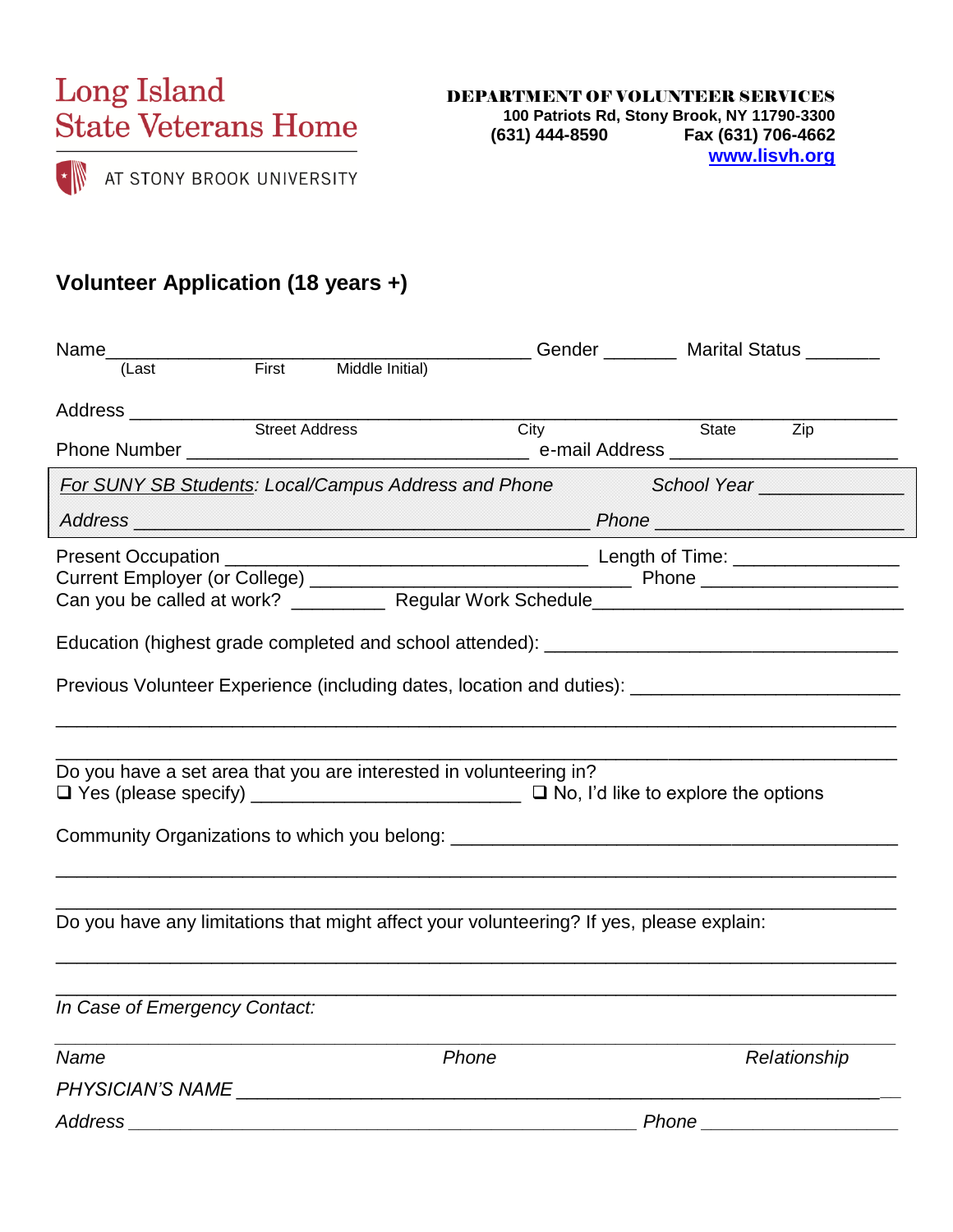Long Island
State Veterans Home

AT STONY BROOK UNIVERSITY

**DEPARTMENT OF VOLUNTEER SERVICES**
**100 Patriots Rd, Stony Brook, NY 11790-3300**
**(631) 444-8590 Fax (631) 706-4662**
**www.lisvh.org**

## Volunteer Application (18 years +)

Name_________________________________________ Gender _______ Marital Status _______
(Last First Middle Initial)

Address ______________________________________________________________________________
Street Address City State Zip

Phone Number _________________________________ e-mail Address _____________________

*For SUNY SB Students: Local/Campus Address and Phone* *School Year* _____________

*Address* ____________________________________________ *Phone* ______________________

Present Occupation ___________________________________ Length of Time: _______________
Current Employer (or College) _______________________________ Phone ___________________
Can you be called at work? _________ Regular Work Schedule_____________________________

Education (highest grade completed and school attended): __________________________________

Previous Volunteer Experience (including dates, location and duties): _______________________

______________________________________________________________________________

______________________________________________________________________________

Do you have a set area that you are interested in volunteering in?
❑ Yes (please specify) _________________________ ❑ No, I'd like to explore the options

Community Organizations to which you belong: __________________________________________

______________________________________________________________________________

______________________________________________________________________________

Do you have any limitations that might affect your volunteering? If yes, please explain:

______________________________________________________________________________

______________________________________________________________________________

*In Case of Emergency Contact:*

______________________________________________________________________________
*Name* *Phone* *Relationship*

*PHYSICIAN'S NAME* ____________________________________________________________

*Address* _______________________________________________ *Phone* ___________________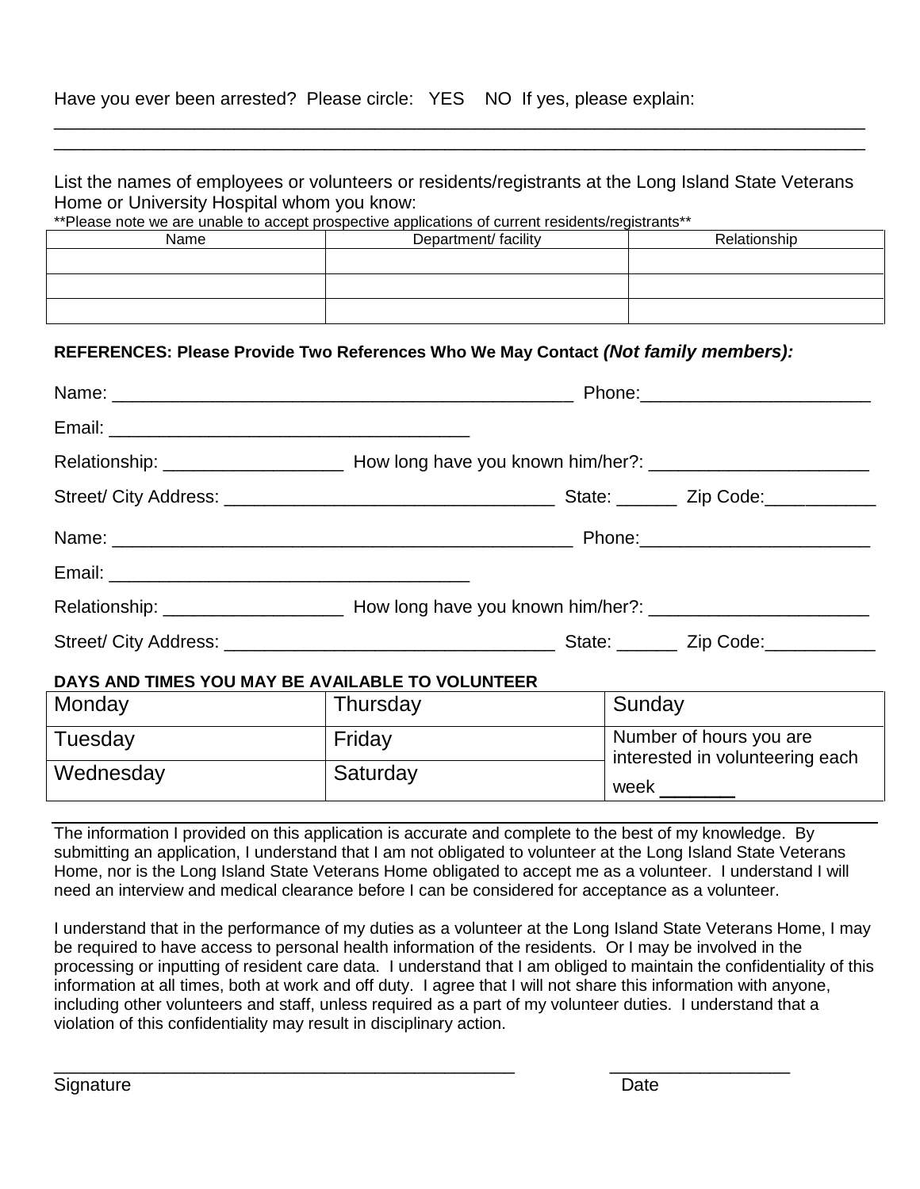Have you ever been arrested? Please circle: YES NO If yes, please explain:

_______________________________________________________________________________
_______________________________________________________________________________

List the names of employees or volunteers or residents/registrants at the Long Island State Veterans Home or University Hospital whom you know:

**Please note we are unable to accept prospective applications of current residents/registrants**

| Name | Department/ facility | Relationship |
|---|---|---|
| | | |
| | | |
| | | |

**REFERENCES: Please Provide Two References Who We May Contact *(Not family members):***

Name: _______________________________________________ Phone:_______________________

Email: ____________________________________

Relationship: __________________ How long have you known him/her?: ______________________

Street/ City Address: _________________________________ State: ______ Zip Code:___________

Name: _______________________________________________ Phone:_______________________

Email: ____________________________________

Relationship: __________________ How long have you known him/her?: ______________________

Street/ City Address: _________________________________ State: ______ Zip Code:___________

**DAYS AND TIMES YOU MAY BE AVAILABLE TO VOLUNTEER**

| Monday | Thursday | Sunday |
|---|---|---|
| Tuesday | Friday | Number of hours you are interested in volunteering each week _______ |
| Wednesday | Saturday | |

The information I provided on this application is accurate and complete to the best of my knowledge. By submitting an application, I understand that I am not obligated to volunteer at the Long Island State Veterans Home, nor is the Long Island State Veterans Home obligated to accept me as a volunteer. I understand I will need an interview and medical clearance before I can be considered for acceptance as a volunteer.

I understand that in the performance of my duties as a volunteer at the Long Island State Veterans Home, I may be required to have access to personal health information of the residents. Or I may be involved in the processing or inputting of resident care data. I understand that I am obliged to maintain the confidentiality of this information at all times, both at work and off duty. I agree that I will not share this information with anyone, including other volunteers and staff, unless required as a part of my volunteer duties. I understand that a violation of this confidentiality may result in disciplinary action.

_______________________________________________ __________________

Signature Date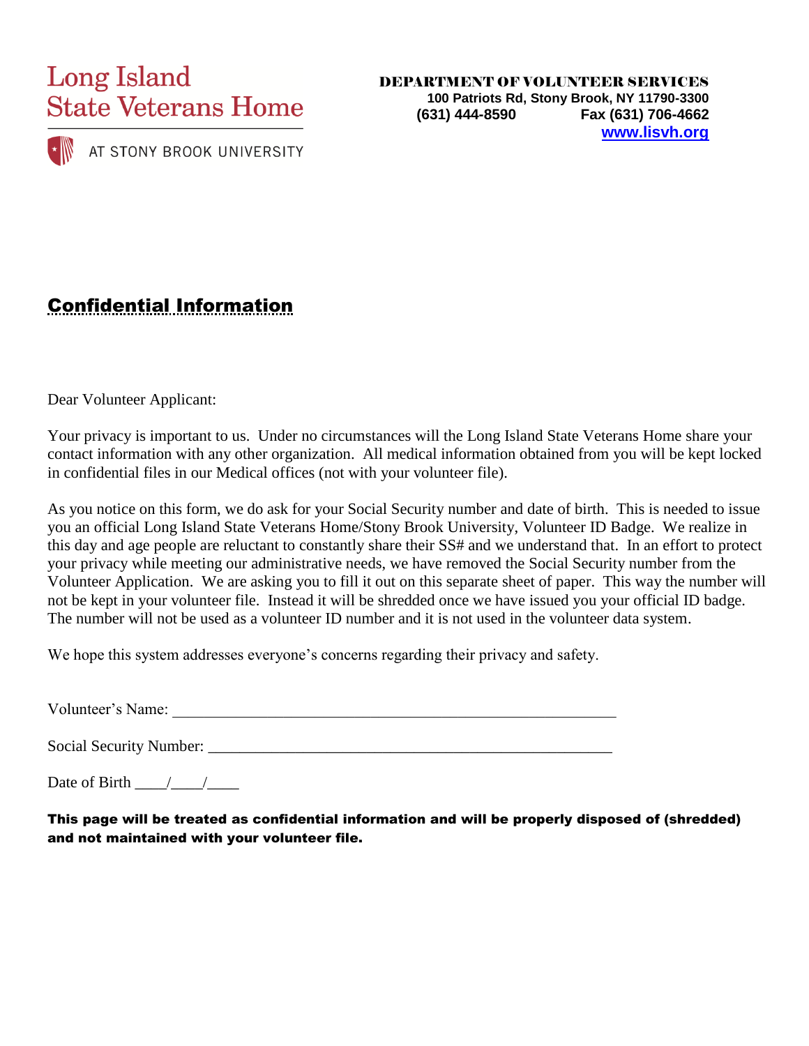Long Island
State Veterans Home

AT STONY BROOK UNIVERSITY

**DEPARTMENT OF VOLUNTEER SERVICES**
**100 Patriots Rd, Stony Brook, NY 11790-3300**
**(631) 444-8590 Fax (631) 706-4662**
**www.lisvh.org**

## Confidential Information

Dear Volunteer Applicant:

Your privacy is important to us. Under no circumstances will the Long Island State Veterans Home share your contact information with any other organization. All medical information obtained from you will be kept locked in confidential files in our Medical offices (not with your volunteer file).

As you notice on this form, we do ask for your Social Security number and date of birth. This is needed to issue you an official Long Island State Veterans Home/Stony Brook University, Volunteer ID Badge. We realize in this day and age people are reluctant to constantly share their SS# and we understand that. In an effort to protect your privacy while meeting our administrative needs, we have removed the Social Security number from the Volunteer Application. We are asking you to fill it out on this separate sheet of paper. This way the number will not be kept in your volunteer file. Instead it will be shredded once we have issued you your official ID badge. The number will not be used as a volunteer ID number and it is not used in the volunteer data system.

We hope this system addresses everyone's concerns regarding their privacy and safety.

Volunteer's Name: ___________________________________________________________

Social Security Number: ____________________________________________________

Date of Birth ____/____/____

**This page will be treated as confidential information and will be properly disposed of (shredded) and not maintained with your volunteer file.**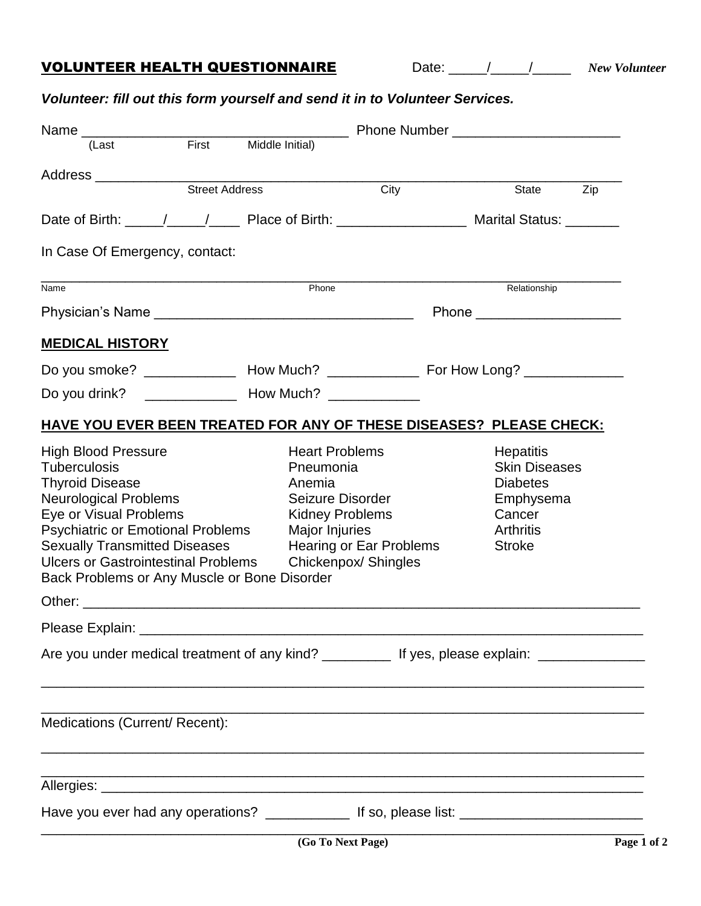# VOLUNTEER HEALTH QUESTIONNAIRE

Date: _____/_____/_____ *New Volunteer*

***Volunteer: fill out this form yourself and send it in to Volunteer Services.***

Name ___________________________________ Phone Number ______________________
(Last First Middle Initial)

Address ________________________________________________________________________
Street Address City State Zip

Date of Birth: _____/_____/____ Place of Birth: _________________ Marital Status: _______

In Case Of Emergency, contact:

________________________________________________________________________________
Name Phone Relationship

Physician's Name __________________________________ Phone ___________________

## MEDICAL HISTORY

Do you smoke? ____________ How Much? ____________ For How Long? _____________

Do you drink? ____________ How Much? ____________

## HAVE YOU EVER BEEN TREATED FOR ANY OF THESE DISEASES? PLEASE CHECK:

| | | |
|---|---|---|
| High Blood Pressure | Heart Problems | Hepatitis |
| Tuberculosis | Pneumonia | Skin Diseases |
| Thyroid Disease | Anemia | Diabetes |
| Neurological Problems | Seizure Disorder | Emphysema |
| Eye or Visual Problems | Kidney Problems | Cancer |
| Psychiatric or Emotional Problems | Major Injuries | Arthritis |
| Sexually Transmitted Diseases | Hearing or Ear Problems | Stroke |
| Ulcers or Gastrointestinal Problems | Chickenpox/ Shingles | |
| Back Problems or Any Muscle or Bone Disorder | | |

Other: __________________________________________________________________________

Please Explain: ___________________________________________________________________

Are you under medical treatment of any kind? _________ If yes, please explain: ______________

________________________________________________________________________________

________________________________________________________________________________

Medications (Current/ Recent):

________________________________________________________________________________

________________________________________________________________________________

Allergies: _______________________________________________________________________

Have you ever had any operations? ___________ If so, please list: ________________________

________________________________________________________________________________

**(Go To Next Page)**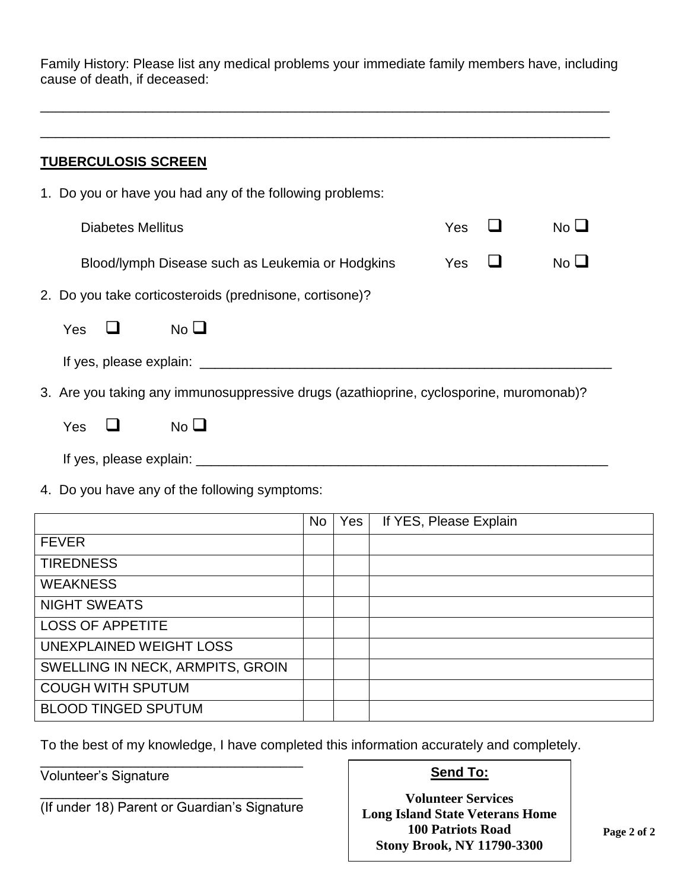Family History: Please list any medical problems your immediate family members have, including cause of death, if deceased:

______________________________________________________________________________

______________________________________________________________________________

## TUBERCULOSIS SCREEN

1. Do you or have you had any of the following problems:

   Diabetes Mellitus Yes ☐ No ☐

   Blood/lymph Disease such as Leukemia or Hodgkins Yes ☐ No ☐

2. Do you take corticosteroids (prednisone, cortisone)?

   Yes ☐ No ☐

   If yes, please explain: ____________________________________________________________

3. Are you taking any immunosuppressive drugs (azathioprine, cyclosporine, muromonab)?

   Yes ☐ No ☐

   If yes, please explain: ____________________________________________________________

4. Do you have any of the following symptoms:

| | No | Yes | If YES, Please Explain |
|---|---|---|---|
| FEVER | | | |
| TIREDNESS | | | |
| WEAKNESS | | | |
| NIGHT SWEATS | | | |
| LOSS OF APPETITE | | | |
| UNEXPLAINED WEIGHT LOSS | | | |
| SWELLING IN NECK, ARMPITS, GROIN | | | |
| COUGH WITH SPUTUM | | | |
| BLOOD TINGED SPUTUM | | | |

To the best of my knowledge, I have completed this information accurately and completely.

___________________________________
Volunteer's Signature

___________________________________
(If under 18) Parent or Guardian's Signature

**Send To:**

**Volunteer Services**
**Long Island State Veterans Home**
**100 Patriots Road**
**Stony Brook, NY 11790-3300**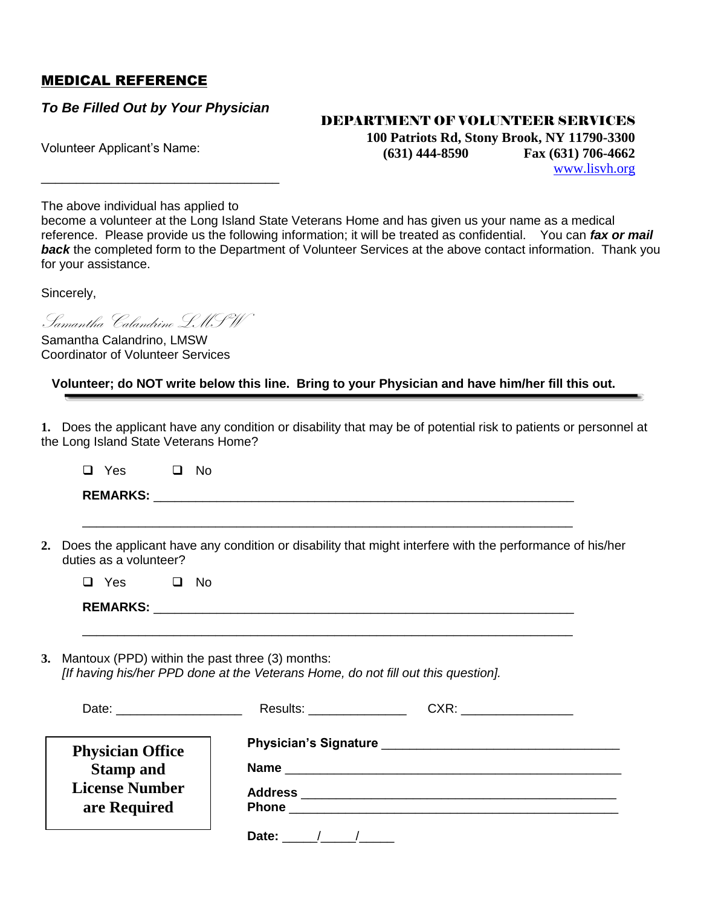## MEDICAL REFERENCE

***To Be Filled Out by Your Physician***

**DEPARTMENT OF VOLUNTEER SERVICES**
**100 Patriots Rd, Stony Brook, NY 11790-3300**
**(631) 444-8590 Fax (631) 706-4662**
www.lisvh.org

Volunteer Applicant's Name:

__________________________________

The above individual has applied to become a volunteer at the Long Island State Veterans Home and has given us your name as a medical reference. Please provide us the following information; it will be treated as confidential. You can ***fax or mail back*** the completed form to the Department of Volunteer Services at the above contact information. Thank you for your assistance.

Sincerely,

*Samantha Calandrino LMSW*

Samantha Calandrino, LMSW
Coordinator of Volunteer Services

**Volunteer; do NOT write below this line. Bring to your Physician and have him/her fill this out.**

---

**1.** Does the applicant have any condition or disability that may be of potential risk to patients or personnel at the Long Island State Veterans Home?

❑ Yes ❑ No

**REMARKS:** ______________________________________________________________

________________________________________________________________________

**2.** Does the applicant have any condition or disability that might interfere with the performance of his/her duties as a volunteer?

❑ Yes ❑ No

**REMARKS:** ______________________________________________________________

________________________________________________________________________

**3.** Mantoux (PPD) within the past three (3) months:
*[If having his/her PPD done at the Veterans Home, do not fill out this question].*

Date: __________________ Results: ______________ CXR: ________________

**Physician Office Stamp and License Number are Required**

**Physician's Signature** _________________________________

**Name** _______________________________________________

**Address** _____________________________________________

**Phone** _______________________________________________

**Date:** _____/_____/_____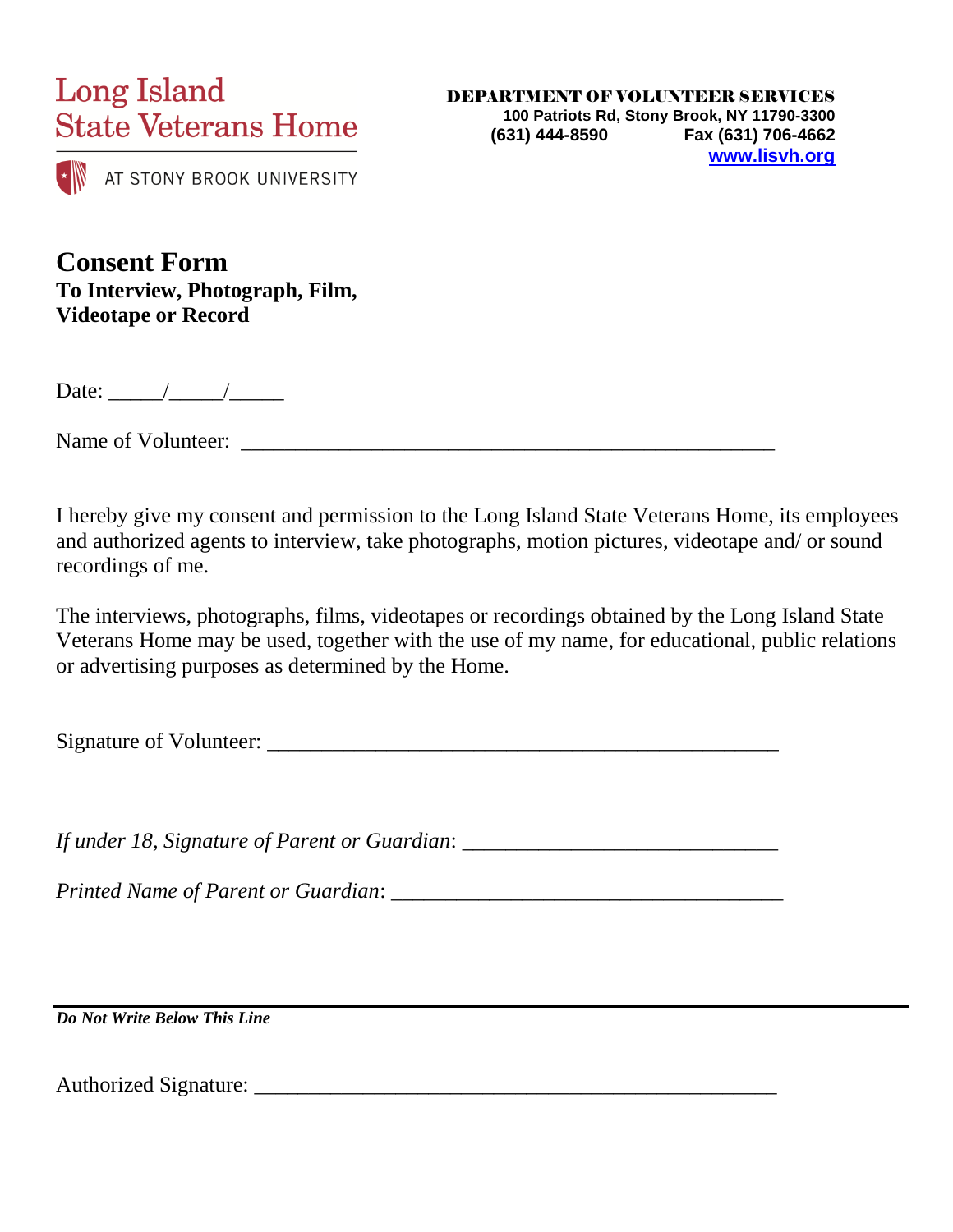Long Island
State Veterans Home

AT STONY BROOK UNIVERSITY

**DEPARTMENT OF VOLUNTEER SERVICES**
**100 Patriots Rd, Stony Brook, NY 11790-3300**
**(631) 444-8590 Fax (631) 706-4662**
**www.lisvh.org**

# Consent Form

**To Interview, Photograph, Film, Videotape or Record**

Date: _____/_____/_____

Name of Volunteer: ___________________________________________________

I hereby give my consent and permission to the Long Island State Veterans Home, its employees and authorized agents to interview, take photographs, motion pictures, videotape and/ or sound recordings of me.

The interviews, photographs, films, videotapes or recordings obtained by the Long Island State Veterans Home may be used, together with the use of my name, for educational, public relations or advertising purposes as determined by the Home.

Signature of Volunteer: ________________________________________________

*If under 18, Signature of Parent or Guardian*: _____________________________

*Printed Name of Parent or Guardian*: ____________________________________

***Do Not Write Below This Line***

Authorized Signature: __________________________________________________